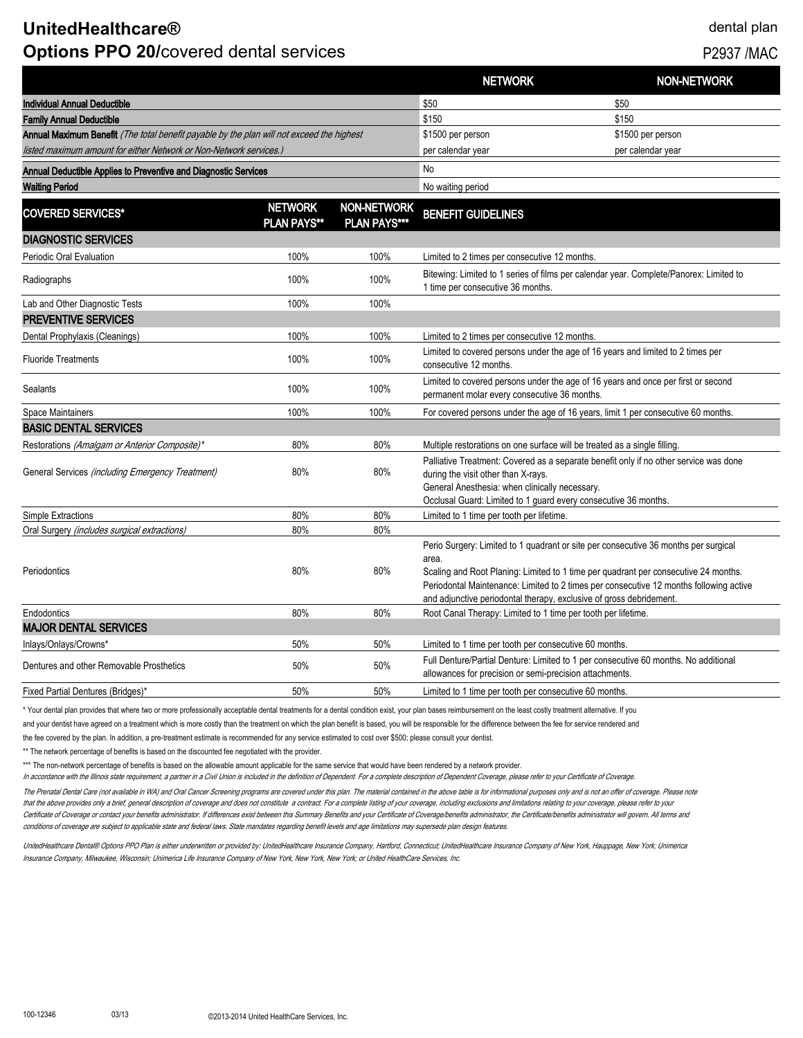# UnitedHealthcare®

## Options PPO 20/covered dental services

dental plan

P2937 /MAC

| | NETWORK | NON-NETWORK |
|---|---|---|
| **Individual Annual Deductible** | $50 | $50 |
| **Family Annual Deductible** | $150 | $150 |
| **Annual Maximum Benefit** *(The total benefit payable by the plan will not exceed the highest listed maximum amount for either Network or Non-Network services.)* | $1500 per person per calendar year | $1500 per person per calendar year |
| **Annual Deductible Applies to Preventive and Diagnostic Services** | No | |
| **Waiting Period** | No waiting period | |

| COVERED SERVICES* | NETWORK PLAN PAYS** | NON-NETWORK PLAN PAYS*** | BENEFIT GUIDELINES |
|---|---|---|---|
| **DIAGNOSTIC SERVICES** | | | |
| Periodic Oral Evaluation | 100% | 100% | Limited to 2 times per consecutive 12 months. |
| Radiographs | 100% | 100% | Bitewing: Limited to 1 series of films per calendar year. Complete/Panorex: Limited to 1 time per consecutive 36 months. |
| Lab and Other Diagnostic Tests | 100% | 100% | |
| **PREVENTIVE SERVICES** | | | |
| Dental Prophylaxis (Cleanings) | 100% | 100% | Limited to 2 times per consecutive 12 months. |
| Fluoride Treatments | 100% | 100% | Limited to covered persons under the age of 16 years and limited to 2 times per consecutive 12 months. |
| Sealants | 100% | 100% | Limited to covered persons under the age of 16 years and once per first or second permanent molar every consecutive 36 months. |
| Space Maintainers | 100% | 100% | For covered persons under the age of 16 years, limit 1 per consecutive 60 months. |
| **BASIC DENTAL SERVICES** | | | |
| Restorations *(Amalgam or Anterior Composite)** | 80% | 80% | Multiple restorations on one surface will be treated as a single filling. |
| General Services *(including Emergency Treatment)* | 80% | 80% | Palliative Treatment: Covered as a separate benefit only if no other service was done during the visit other than X-rays. General Anesthesia: when clinically necessary. Occlusal Guard: Limited to 1 guard every consecutive 36 months. |
| Simple Extractions | 80% | 80% | Limited to 1 time per tooth per lifetime. |
| Oral Surgery *(includes surgical extractions)* | 80% | 80% | |
| Periodontics | 80% | 80% | Perio Surgery: Limited to 1 quadrant or site per consecutive 36 months per surgical area. Scaling and Root Planing: Limited to 1 time per quadrant per consecutive 24 months. Periodontal Maintenance: Limited to 2 times per consecutive 12 months following active and adjunctive periodontal therapy, exclusive of gross debridement. |
| Endodontics | 80% | 80% | Root Canal Therapy: Limited to 1 time per tooth per lifetime. |
| **MAJOR DENTAL SERVICES** | | | |
| Inlays/Onlays/Crowns* | 50% | 50% | Limited to 1 time per tooth per consecutive 60 months. |
| Dentures and other Removable Prosthetics | 50% | 50% | Full Denture/Partial Denture: Limited to 1 per consecutive 60 months. No additional allowances for precision or semi-precision attachments. |
| Fixed Partial Dentures (Bridges)* | 50% | 50% | Limited to 1 time per tooth per consecutive 60 months. |

\* Your dental plan provides that where two or more professionally acceptable dental treatments for a dental condition exist, your plan bases reimbursement on the least costly treatment alternative. If you and your dentist have agreed on a treatment which is more costly than the treatment on which the plan benefit is based, you will be responsible for the difference between the fee for service rendered and the fee covered by the plan. In addition, a pre-treatment estimate is recommended for any service estimated to cost over $500; please consult your dentist.

** The network percentage of benefits is based on the discounted fee negotiated with the provider.

*** The non-network percentage of benefits is based on the allowable amount applicable for the same service that would have been rendered by a network provider.

*In accordance with the Illinois state requirement, a partner in a Civil Union is included in the definition of Dependent. For a complete description of Dependent Coverage, please refer to your Certificate of Coverage.*

*The Prenatal Dental Care (not available in WA) and Oral Cancer Screening programs are covered under this plan. The material contained in the above table is for informational purposes only and is not an offer of coverage. Please note that the above provides only a brief, general description of coverage and does not constitute a contract. For a complete listing of your coverage, including exclusions and limitations relating to your coverage, please refer to your Certificate of Coverage or contact your benefits administrator. If differences exist between this Summary Benefits and your Certificate of Coverage/benefits administrator, the Certificate/benefits administrator will govern. All terms and conditions of coverage are subject to applicable state and federal laws. State mandates regarding benefit levels and age limitations may supersede plan design features.*

*UnitedHealthcare Dental® Options PPO Plan is either underwritten or provided by: UnitedHealthcare Insurance Company, Hartford, Connecticut; UnitedHealthcare Insurance Company of New York, Hauppage, New York; Unimerica Insurance Company, Milwaukee, Wisconsin; Unimerica Life Insurance Company of New York, New York, New York; or United HealthCare Services, Inc.*

100-12346 03/13 ©2013-2014 United HealthCare Services, Inc.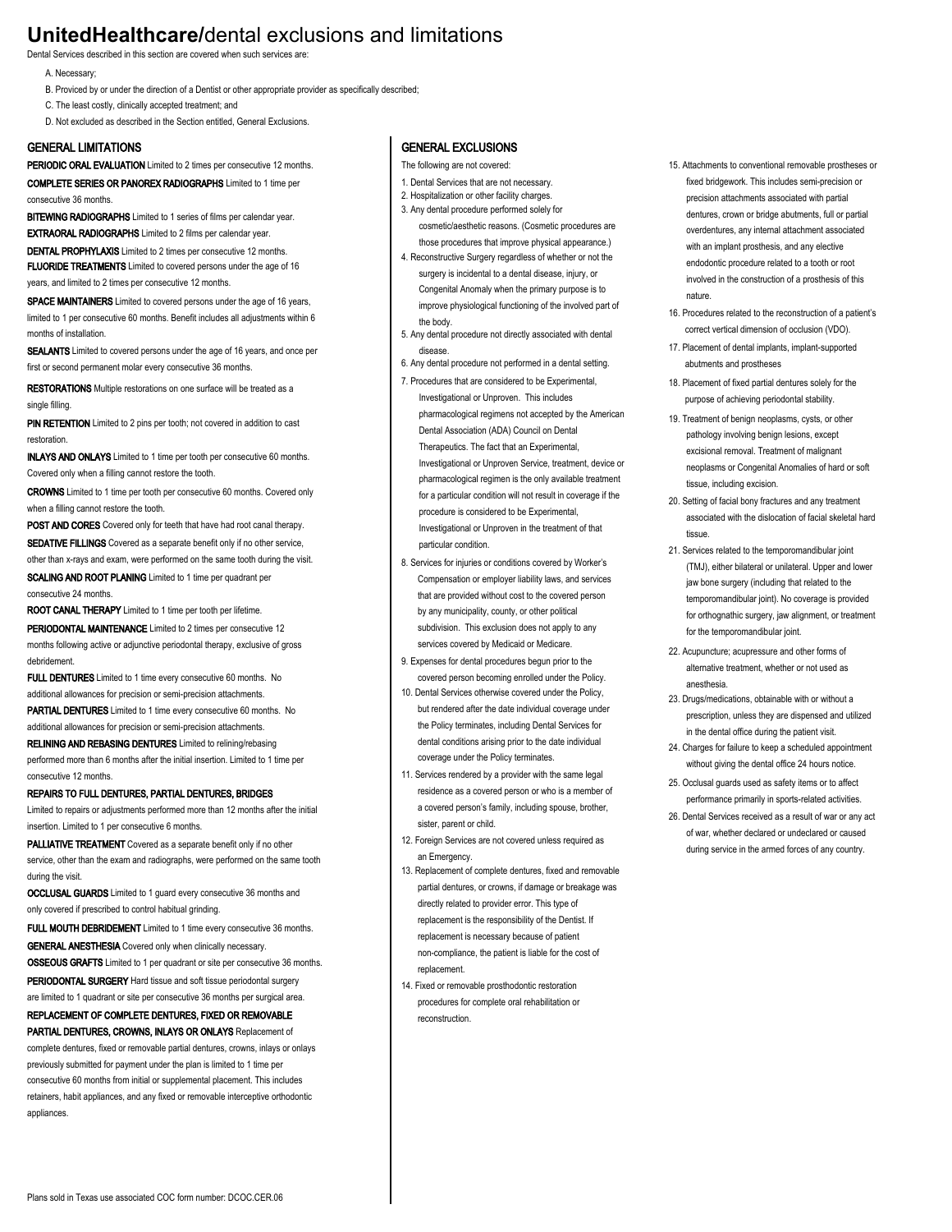# **UnitedHealthcare/**dental exclusions and limitations

Dental Services described in this section are covered when such services are:

A. Necessary;

B. Proviced by or under the direction of a Dentist or other appropriate provider as specifically described;

C. The least costly, clinically accepted treatment; and

D. Not excluded as described in the Section entitled, General Exclusions.

## GENERAL LIMITATIONS

**PERIODIC ORAL EVALUATION** Limited to 2 times per consecutive 12 months.

**COMPLETE SERIES OR PANOREX RADIOGRAPHS** Limited to 1 time per consecutive 36 months.

**BITEWING RADIOGRAPHS** Limited to 1 series of films per calendar year.

**EXTRAORAL RADIOGRAPHS** Limited to 2 films per calendar year.

**DENTAL PROPHYLAXIS** Limited to 2 times per consecutive 12 months.

**FLUORIDE TREATMENTS** Limited to covered persons under the age of 16 years, and limited to 2 times per consecutive 12 months.

**SPACE MAINTAINERS** Limited to covered persons under the age of 16 years, limited to 1 per consecutive 60 months. Benefit includes all adjustments within 6 months of installation.

**SEALANTS** Limited to covered persons under the age of 16 years, and once per first or second permanent molar every consecutive 36 months.

**RESTORATIONS** Multiple restorations on one surface will be treated as a single filling.

**PIN RETENTION** Limited to 2 pins per tooth; not covered in addition to cast restoration.

**INLAYS AND ONLAYS** Limited to 1 time per tooth per consecutive 60 months. Covered only when a filling cannot restore the tooth.

**CROWNS** Limited to 1 time per tooth per consecutive 60 months. Covered only when a filling cannot restore the tooth.

**POST AND CORES** Covered only for teeth that have had root canal therapy.

**SEDATIVE FILLINGS** Covered as a separate benefit only if no other service, other than x-rays and exam, were performed on the same tooth during the visit.

**SCALING AND ROOT PLANING** Limited to 1 time per quadrant per consecutive 24 months.

**ROOT CANAL THERAPY** Limited to 1 time per tooth per lifetime.

**PERIODONTAL MAINTENANCE** Limited to 2 times per consecutive 12 months following active or adjunctive periodontal therapy, exclusive of gross debridement.

**FULL DENTURES** Limited to 1 time every consecutive 60 months. No additional allowances for precision or semi-precision attachments.

**PARTIAL DENTURES** Limited to 1 time every consecutive 60 months. No additional allowances for precision or semi-precision attachments.

**RELINING AND REBASING DENTURES** Limited to relining/rebasing performed more than 6 months after the initial insertion. Limited to 1 time per consecutive 12 months.

**REPAIRS TO FULL DENTURES, PARTIAL DENTURES, BRIDGES** Limited to repairs or adjustments performed more than 12 months after the initial insertion. Limited to 1 per consecutive 6 months.

**PALLIATIVE TREATMENT** Covered as a separate benefit only if no other service, other than the exam and radiographs, were performed on the same tooth during the visit.

**OCCLUSAL GUARDS** Limited to 1 guard every consecutive 36 months and only covered if prescribed to control habitual grinding.

**FULL MOUTH DEBRIDEMENT** Limited to 1 time every consecutive 36 months.

**GENERAL ANESTHESIA** Covered only when clinically necessary.

**OSSEOUS GRAFTS** Limited to 1 per quadrant or site per consecutive 36 months.

**PERIODONTAL SURGERY** Hard tissue and soft tissue periodontal surgery are limited to 1 quadrant or site per consecutive 36 months per surgical area.

**REPLACEMENT OF COMPLETE DENTURES, FIXED OR REMOVABLE PARTIAL DENTURES, CROWNS, INLAYS OR ONLAYS** Replacement of complete dentures, fixed or removable partial dentures, crowns, inlays or onlays previously submitted for payment under the plan is limited to 1 time per consecutive 60 months from initial or supplemental placement. This includes retainers, habit appliances, and any fixed or removable interceptive orthodontic appliances.

## GENERAL EXCLUSIONS

The following are not covered:

1. Dental Services that are not necessary.
2. Hospitalization or other facility charges.
3. Any dental procedure performed solely for cosmetic/aesthetic reasons. (Cosmetic procedures are those procedures that improve physical appearance.)
4. Reconstructive Surgery regardless of whether or not the surgery is incidental to a dental disease, injury, or Congenital Anomaly when the primary purpose is to improve physiological functioning of the involved part of the body.
5. Any dental procedure not directly associated with dental disease.
6. Any dental procedure not performed in a dental setting.
7. Procedures that are considered to be Experimental, Investigational or Unproven. This includes pharmacological regimens not accepted by the American Dental Association (ADA) Council on Dental Therapeutics. The fact that an Experimental, Investigational or Unproven Service, treatment, device or pharmacological regimen is the only available treatment for a particular condition will not result in coverage if the procedure is considered to be Experimental, Investigational or Unproven in the treatment of that particular condition.
8. Services for injuries or conditions covered by Worker's Compensation or employer liability laws, and services that are provided without cost to the covered person by any municipality, county, or other political subdivision. This exclusion does not apply to any services covered by Medicaid or Medicare.
9. Expenses for dental procedures begun prior to the covered person becoming enrolled under the Policy.
10. Dental Services otherwise covered under the Policy, but rendered after the date individual coverage under the Policy terminates, including Dental Services for dental conditions arising prior to the date individual coverage under the Policy terminates.
11. Services rendered by a provider with the same legal residence as a covered person or who is a member of a covered person's family, including spouse, brother, sister, parent or child.
12. Foreign Services are not covered unless required as an Emergency.
13. Replacement of complete dentures, fixed and removable partial dentures, or crowns, if damage or breakage was directly related to provider error. This type of replacement is the responsibility of the Dentist. If replacement is necessary because of patient non-compliance, the patient is liable for the cost of replacement.
14. Fixed or removable prosthodontic restoration procedures for complete oral rehabilitation or reconstruction.
15. Attachments to conventional removable prostheses or fixed bridgework. This includes semi-precision or precision attachments associated with partial dentures, crown or bridge abutments, full or partial overdentures, any internal attachment associated with an implant prosthesis, and any elective endodontic procedure related to a tooth or root involved in the construction of a prosthesis of this nature.
16. Procedures related to the reconstruction of a patient's correct vertical dimension of occlusion (VDO).
17. Placement of dental implants, implant-supported abutments and prostheses
18. Placement of fixed partial dentures solely for the purpose of achieving periodontal stability.
19. Treatment of benign neoplasms, cysts, or other pathology involving benign lesions, except excisional removal. Treatment of malignant neoplasms or Congenital Anomalies of hard or soft tissue, including excision.
20. Setting of facial bony fractures and any treatment associated with the dislocation of facial skeletal hard tissue.
21. Services related to the temporomandibular joint (TMJ), either bilateral or unilateral. Upper and lower jaw bone surgery (including that related to the temporomandibular joint). No coverage is provided for orthognathic surgery, jaw alignment, or treatment for the temporomandibular joint.
22. Acupuncture; acupressure and other forms of alternative treatment, whether or not used as anesthesia.
23. Drugs/medications, obtainable with or without a prescription, unless they are dispensed and utilized in the dental office during the patient visit.
24. Charges for failure to keep a scheduled appointment without giving the dental office 24 hours notice.
25. Occlusal guards used as safety items or to affect performance primarily in sports-related activities.
26. Dental Services received as a result of war or any act of war, whether declared or undeclared or caused during service in the armed forces of any country.

Plans sold in Texas use associated COC form number: DCOC.CER.06